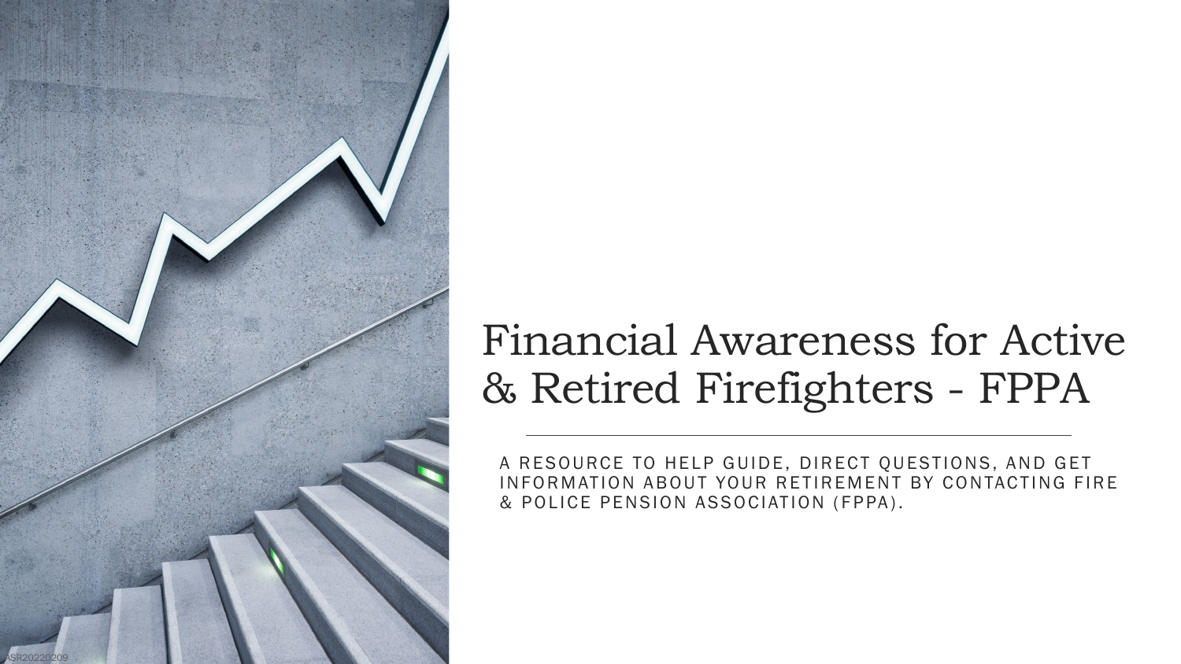# Financial Awareness for Active & Retired Firefighters - FPPA

A RESOURCE TO HELP GUIDE, DIRECT QUESTIONS, AND GET INFORMATION ABOUT YOUR RETIREMENT BY CONTACTING FIRE & POLICE PENSION ASSOCIATION (FPPA).

ASR20220209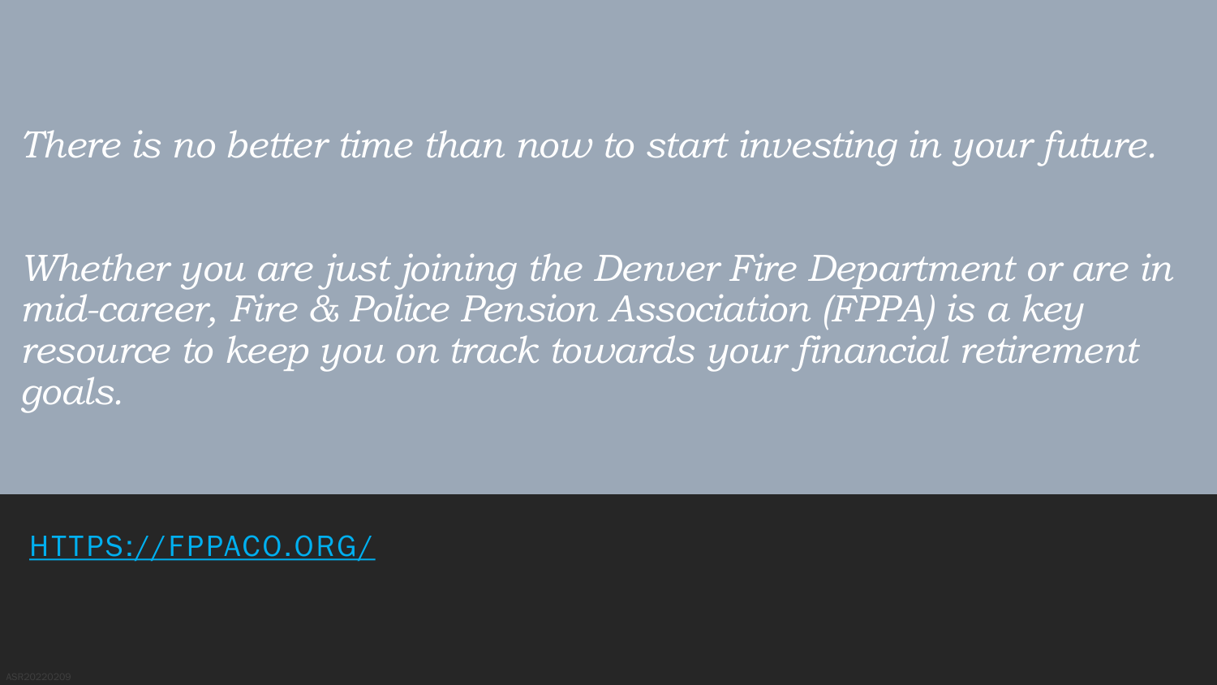*There is no better time than now to start investing in your future.*

*Whether you are just joining the Denver Fire Department or are in mid-career, Fire & Police Pension Association (FPPA) is a key resource to keep you on track towards your financial retirement goals.*

[HTTPS://FPPACO.ORG/](https://fppaco.org/)

ASR20220209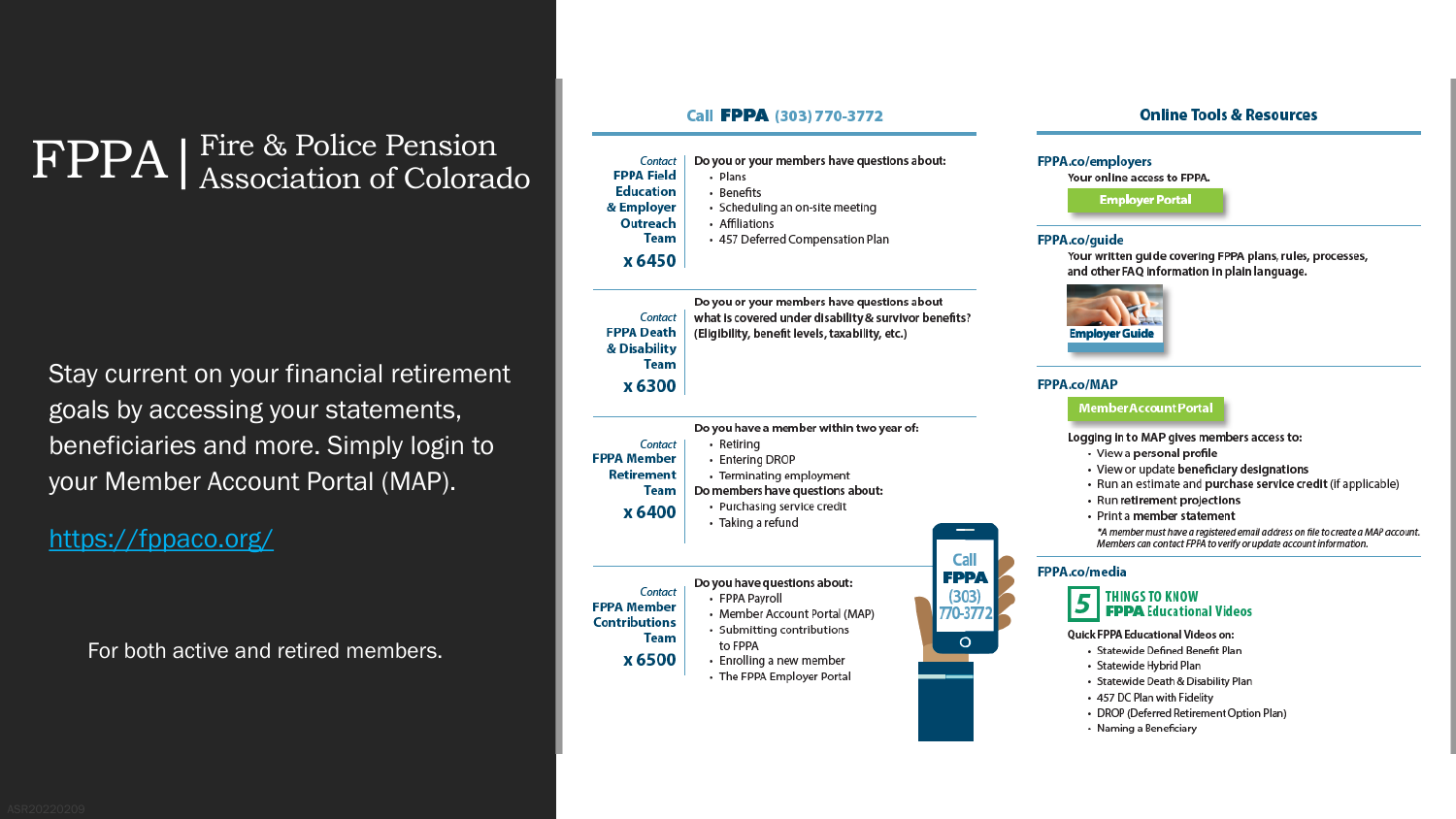# FPPA | Fire & Police Pension Association of Colorado

Stay current on your financial retirement goals by accessing your statements, beneficiaries and more. Simply login to your Member Account Portal (MAP).

https://fppaco.org/

For both active and retired members.

## Call FPPA (303) 770-3772

*Contact* **FPPA Field Education & Employer Outreach Team x 6450**

Do you or your members have questions about:

- Plans
- Benefits
- Scheduling an on-site meeting
- Affiliations
- 457 Deferred Compensation Plan

*Contact* **FPPA Death & Disability Team x 6300**

Do you or your members have questions about what is covered under disability & survivor benefits? (Eligibility, benefit levels, taxability, etc.)

*Contact* **FPPA Member Retirement Team x 6400**

Do you have a member within two year of:

- Retiring
- Entering DROP
- Terminating employment

Do members have questions about:

- Purchasing service credit
- Taking a refund

*Contact* **FPPA Member Contributions Team x 6500**

Do you have questions about:

- FPPA Payroll
- Member Account Portal (MAP)
- Submitting contributions to FPPA
- Enrolling a new member
- The FPPA Employer Portal

Call FPPA (303) 770-3772

## Online Tools & Resources

**FPPA.co/employers**

Your online access to FPPA.

**Employer Portal**

**FPPA.co/guide**

Your written guide covering FPPA plans, rules, processes, and other FAQ information in plain language.

**Employer Guide**

**FPPA.co/MAP**

**Member Account Portal**

Logging in to MAP gives members access to:

- View a **personal profile**
- View or update **beneficiary designations**
- Run an estimate and **purchase service credit** (if applicable)
- Run **retirement projections**
- Print a **member statement**

*\*A member must have a registered email address on file to create a MAP account. Members can contact FPPA to verify or update account information.*

**FPPA.co/media**

**5 THINGS TO KNOW FPPA Educational Videos**

Quick FPPA Educational Videos on:

- Statewide Defined Benefit Plan
- Statewide Hybrid Plan
- Statewide Death & Disability Plan
- 457 DC Plan with Fidelity
- DROP (Deferred Retirement Option Plan)
- Naming a Beneficiary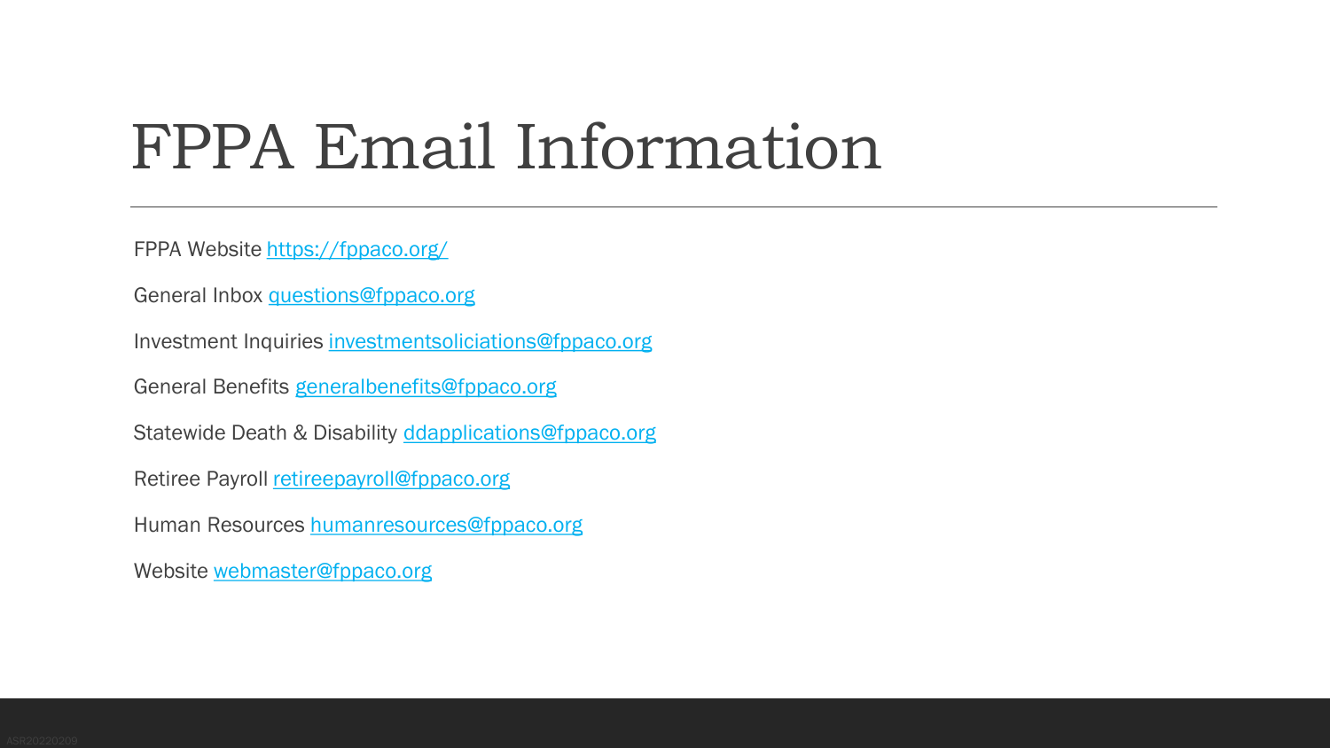# FPPA Email Information

FPPA Website https://fppaco.org/

General Inbox questions@fppaco.org

Investment Inquiries investmentsoliciations@fppaco.org

General Benefits generalbenefits@fppaco.org

Statewide Death & Disability ddapplications@fppaco.org

Retiree Payroll retireepayroll@fppaco.org

Human Resources humanresources@fppaco.org

Website webmaster@fppaco.org